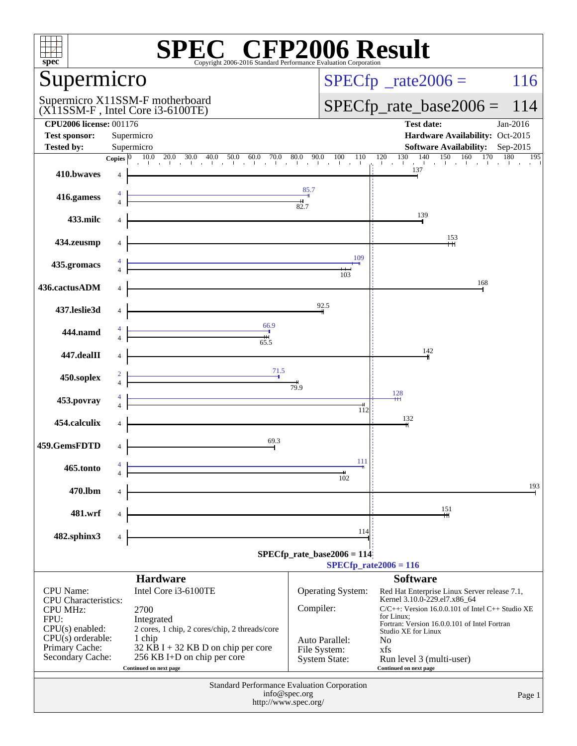# SPEC CFP2006 Result

Copyright 2006-2016 Standard Performance Evaluation Corporation

## Supermicro

Supermicro X11SSM-F motherboard
(X11SSM-F , Intel Core i3-6100TE)

SPECfp_rate2006 = 116

SPECfp_rate_base2006 = 114

**CPU2006 license:** 001176
**Test sponsor:** Supermicro
**Tested by:** Supermicro

**Test date:** Jan-2016
**Hardware Availability:** Oct-2015
**Software Availability:** Sep-2015

Copies 0 10.0 20.0 30.0 40.0 50.0 60.0 70.0 80.0 90.0 100 110 120 130 140 150 160 170 180 195

410.bwaves 4 137
416.gamess 4 85.7 4 82.7
433.milc 4 139
434.zeusmp 4 153
435.gromacs 4 109 4 103
436.cactusADM 4 168
437.leslie3d 4 92.5
444.namd 4 66.9 4 65.5
447.dealII 4 142
450.soplex 2 71.5 4 79.9
453.povray 4 128 4 112
454.calculix 4 132
459.GemsFDTD 4 69.3
465.tonto 4 111 4 102
470.lbm 4 193
481.wrf 4 151
482.sphinx3 4 114

SPECfp_rate_base2006 = 114
SPECfp_rate2006 = 116

### Hardware

| | |
|---|---|
| CPU Name: | Intel Core i3-6100TE |
| CPU Characteristics: | |
| CPU MHz: | 2700 |
| FPU: | Integrated |
| CPU(s) enabled: | 2 cores, 1 chip, 2 cores/chip, 2 threads/core |
| CPU(s) orderable: | 1 chip |
| Primary Cache: | 32 KB I + 32 KB D on chip per core |
| Secondary Cache: | 256 KB I+D on chip per core |

Continued on next page

### Software

| | |
|---|---|
| Operating System: | Red Hat Enterprise Linux Server release 7.1, Kernel 3.10.0-229.el7.x86_64 |
| Compiler: | C/C++: Version 16.0.0.101 of Intel C++ Studio XE for Linux; Fortran: Version 16.0.0.101 of Intel Fortran Studio XE for Linux |
| Auto Parallel: | No |
| File System: | xfs |
| System State: | Run level 3 (multi-user) |

Continued on next page

Standard Performance Evaluation Corporation
info@spec.org
http://www.spec.org/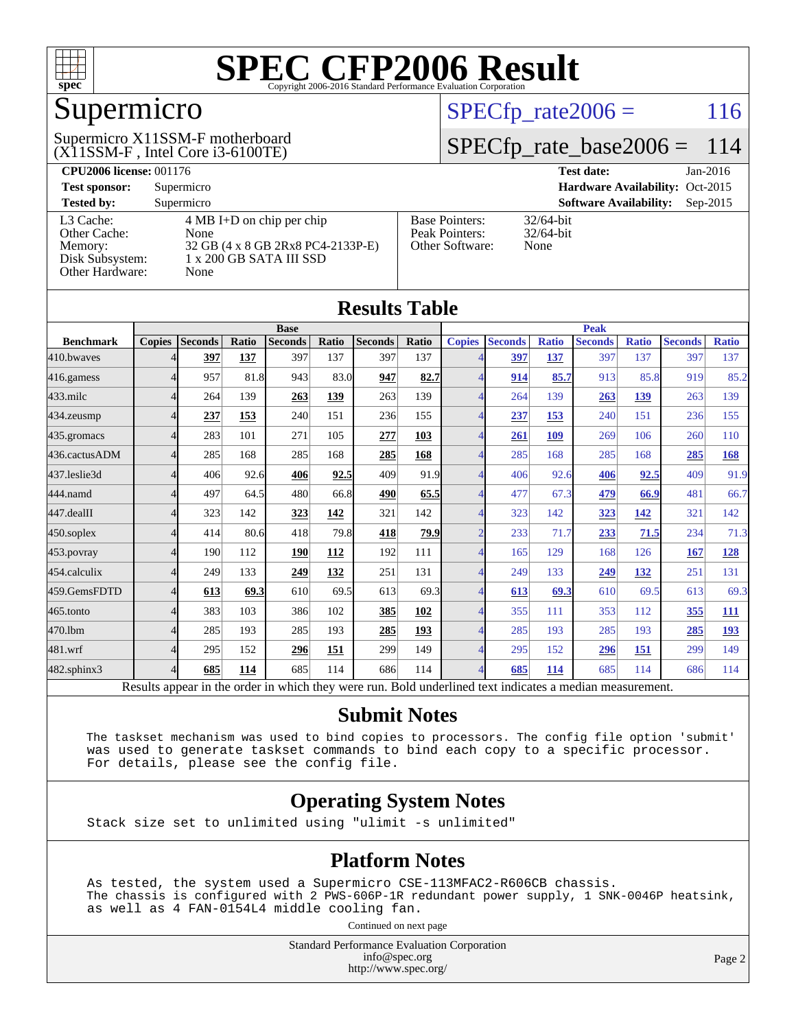# SPEC CFP2006 Result

Copyright 2006-2016 Standard Performance Evaluation Corporation

## Supermicro

Supermicro X11SSM-F motherboard
(X11SSM-F , Intel Core i3-6100TE)

SPECfp_rate2006 = 116

SPECfp_rate_base2006 = 114

| | | | |
|---|---|---|---|
| **CPU2006 license:** 001176 | | **Test date:** | Jan-2016 |
| **Test sponsor:** | Supermicro | **Hardware Availability:** | Oct-2015 |
| **Tested by:** | Supermicro | **Software Availability:** | Sep-2015 |

| | | | |
|---|---|---|---|
| L3 Cache: | 4 MB I+D on chip per chip | Base Pointers: | 32/64-bit |
| Other Cache: | None | Peak Pointers: | 32/64-bit |
| Memory: | 32 GB (4 x 8 GB 2Rx8 PC4-2133P-E) | Other Software: | None |
| Disk Subsystem: | 1 x 200 GB SATA III SSD | | |
| Other Hardware: | None | | |

## Results Table

| Benchmark | Base | | | | | | | Peak | | | | | | |
|---|---|---|---|---|---|---|---|---|---|---|---|---|---|---|
| | Copies | Seconds | Ratio | Seconds | Ratio | Seconds | Ratio | Copies | Seconds | Ratio | Seconds | Ratio | Seconds | Ratio |
| 410.bwaves | 4 | **397** | **137** | 397 | 137 | 397 | 137 | 4 | **397** | **137** | 397 | 137 | 397 | 137 |
| 416.gamess | 4 | 957 | 81.8 | 943 | 83.0 | **947** | **82.7** | 4 | **914** | **85.7** | 913 | 85.8 | 919 | 85.2 |
| 433.milc | 4 | 264 | 139 | **263** | **139** | 263 | 139 | 4 | 264 | 139 | **263** | **139** | 263 | 139 |
| 434.zeusmp | 4 | **237** | **153** | 240 | 151 | 236 | 155 | 4 | **237** | **153** | 240 | 151 | 236 | 155 |
| 435.gromacs | 4 | 283 | 101 | 271 | 105 | **277** | **103** | 4 | **261** | **109** | 269 | 106 | 260 | 110 |
| 436.cactusADM | 4 | 285 | 168 | 285 | 168 | **285** | **168** | 4 | 285 | 168 | 285 | 168 | **285** | **168** |
| 437.leslie3d | 4 | 406 | 92.6 | **406** | **92.5** | 409 | 91.9 | 4 | 406 | 92.6 | **406** | **92.5** | 409 | 91.9 |
| 444.namd | 4 | 497 | 64.5 | 480 | 66.8 | **490** | **65.5** | 4 | 477 | 67.3 | **479** | **66.9** | 481 | 66.7 |
| 447.dealII | 4 | 323 | 142 | **323** | **142** | 321 | 142 | 4 | 323 | 142 | **323** | **142** | 321 | 142 |
| 450.soplex | 4 | 414 | 80.6 | 418 | 79.8 | **418** | **79.9** | 2 | 233 | 71.7 | **233** | **71.5** | 234 | 71.3 |
| 453.povray | 4 | 190 | 112 | **190** | **112** | 192 | 111 | 4 | 165 | 129 | 168 | 126 | **167** | **128** |
| 454.calculix | 4 | 249 | 133 | **249** | **132** | 251 | 131 | 4 | 249 | 133 | **249** | **132** | 251 | 131 |
| 459.GemsFDTD | 4 | **613** | **69.3** | 610 | 69.5 | 613 | 69.3 | 4 | **613** | **69.3** | 610 | 69.5 | 613 | 69.3 |
| 465.tonto | 4 | 383 | 103 | 386 | 102 | **385** | **102** | 4 | 355 | 111 | 353 | 112 | **355** | **111** |
| 470.lbm | 4 | 285 | 193 | 285 | 193 | **285** | **193** | 4 | 285 | 193 | 285 | 193 | **285** | **193** |
| 481.wrf | 4 | 295 | 152 | **296** | **151** | 299 | 149 | 4 | 295 | 152 | **296** | **151** | 299 | 149 |
| 482.sphinx3 | 4 | **685** | **114** | 685 | 114 | 686 | 114 | 4 | **685** | **114** | 685 | 114 | 686 | 114 |

Results appear in the order in which they were run. Bold underlined text indicates a median measurement.

## Submit Notes

```
The taskset mechanism was used to bind copies to processors. The config file option 'submit'
was used to generate taskset commands to bind each copy to a specific processor.
For details, please see the config file.
```

## Operating System Notes

```
Stack size set to unlimited using "ulimit -s unlimited"
```

## Platform Notes

```
As tested, the system used a Supermicro CSE-113MFAC2-R606CB chassis.
The chassis is configured with 2 PWS-606P-1R redundant power supply, 1 SNK-0046P heatsink,
as well as 4 FAN-0154L4 middle cooling fan.
```

Continued on next page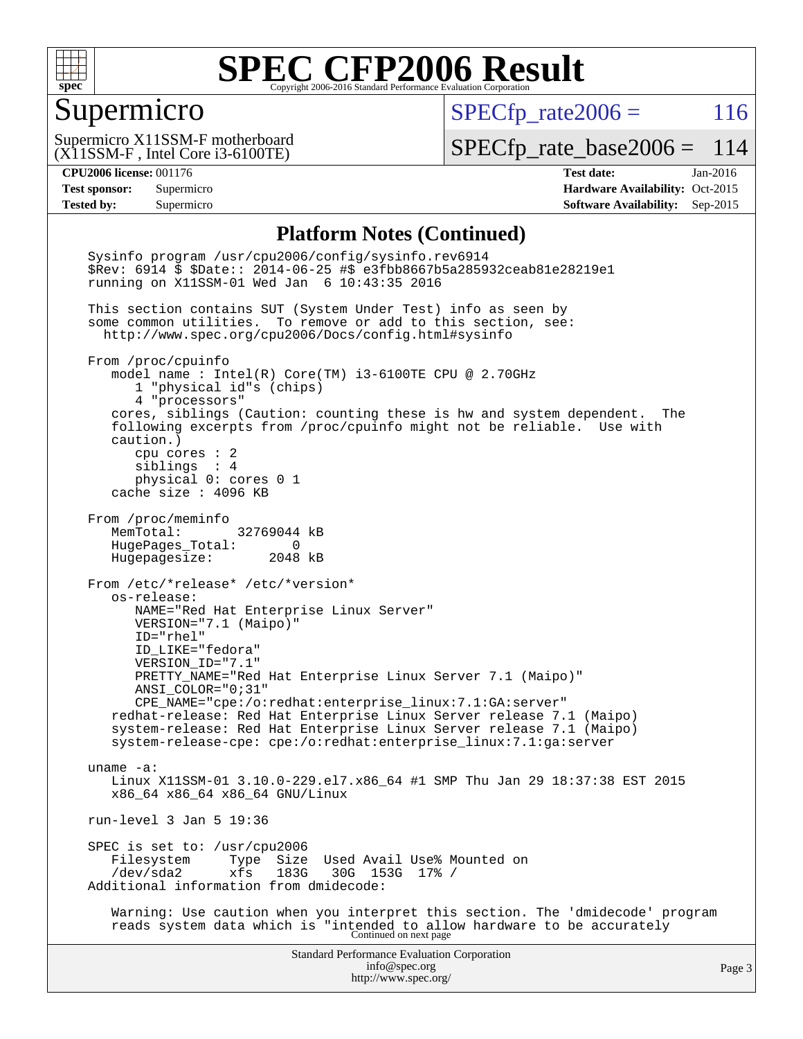## Platform Notes (Continued)

```
Sysinfo program /usr/cpu2006/config/sysinfo.rev6914
$Rev: 6914 $ $Date:: 2014-06-25 #$ e3fbb8667b5a285932ceab81e28219e1
running on X11SSM-01 Wed Jan  6 10:43:35 2016

This section contains SUT (System Under Test) info as seen by
some common utilities.  To remove or add to this section, see:
  http://www.spec.org/cpu2006/Docs/config.html#sysinfo

From /proc/cpuinfo
   model name : Intel(R) Core(TM) i3-6100TE CPU @ 2.70GHz
      1 "physical id"s (chips)
      4 "processors"
   cores, siblings (Caution: counting these is hw and system dependent.  The
   following excerpts from /proc/cpuinfo might not be reliable.  Use with
   caution.)
      cpu cores : 2
      siblings  : 4
      physical 0: cores 0 1
   cache size : 4096 KB

From /proc/meminfo
   MemTotal:       32769044 kB
   HugePages_Total:       0
   Hugepagesize:       2048 kB

From /etc/*release* /etc/*version*
   os-release:
      NAME="Red Hat Enterprise Linux Server"
      VERSION="7.1 (Maipo)"
      ID="rhel"
      ID_LIKE="fedora"
      VERSION_ID="7.1"
      PRETTY_NAME="Red Hat Enterprise Linux Server 7.1 (Maipo)"
      ANSI_COLOR="0;31"
      CPE_NAME="cpe:/o:redhat:enterprise_linux:7.1:GA:server"
   redhat-release: Red Hat Enterprise Linux Server release 7.1 (Maipo)
   system-release: Red Hat Enterprise Linux Server release 7.1 (Maipo)
   system-release-cpe: cpe:/o:redhat:enterprise_linux:7.1:ga:server

uname -a:
   Linux X11SSM-01 3.10.0-229.el7.x86_64 #1 SMP Thu Jan 29 18:37:38 EST 2015
   x86_64 x86_64 x86_64 GNU/Linux

run-level 3 Jan 5 19:36

SPEC is set to: /usr/cpu2006
   Filesystem     Type  Size  Used Avail Use% Mounted on
   /dev/sda2      xfs   183G   30G  153G  17% /
Additional information from dmidecode:

   Warning: Use caution when you interpret this section. The 'dmidecode' program
   reads system data which is "intended to allow hardware to be accurately
```

Continued on next page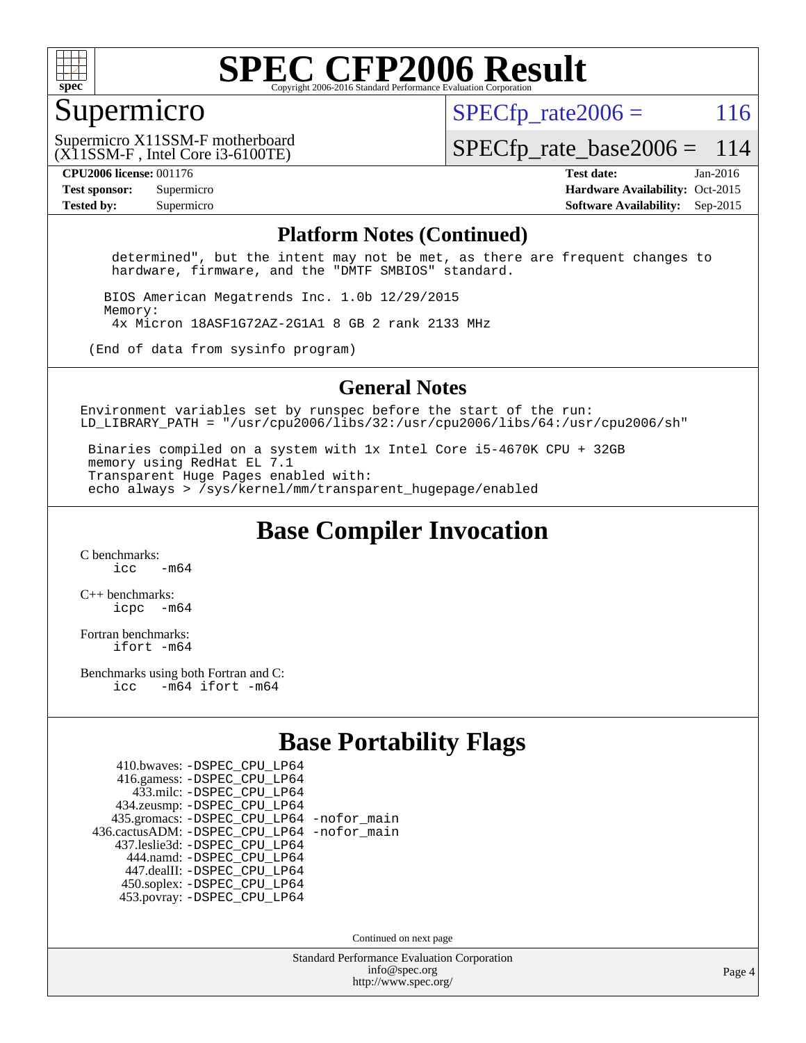# SPEC CFP2006 Result

Copyright 2006-2016 Standard Performance Evaluation Corporation

## Supermicro

Supermicro X11SSM-F motherboard
(X11SSM-F , Intel Core i3-6100TE)

SPECfp_rate2006 = 116

SPECfp_rate_base2006 = 114

**CPU2006 license:** 001176
**Test sponsor:** Supermicro
**Tested by:** Supermicro

**Test date:** Jan-2016
**Hardware Availability:** Oct-2015
**Software Availability:** Sep-2015

### Platform Notes (Continued)

```
   determined", but the intent may not be met, as there are frequent changes to
   hardware, firmware, and the "DMTF SMBIOS" standard.

  BIOS American Megatrends Inc. 1.0b 12/29/2015
  Memory:
   4x Micron 18ASF1G72AZ-2G1A1 8 GB 2 rank 2133 MHz

 (End of data from sysinfo program)
```

### General Notes

```
Environment variables set by runspec before the start of the run:
LD_LIBRARY_PATH = "/usr/cpu2006/libs/32:/usr/cpu2006/libs/64:/usr/cpu2006/sh"

 Binaries compiled on a system with 1x Intel Core i5-4670K CPU + 32GB
 memory using RedHat EL 7.1
 Transparent Huge Pages enabled with:
 echo always > /sys/kernel/mm/transparent_hugepage/enabled
```

## Base Compiler Invocation

C benchmarks:
  icc  -m64

C++ benchmarks:
  icpc  -m64

Fortran benchmarks:
  ifort -m64

Benchmarks using both Fortran and C:
  icc  -m64 ifort -m64

## Base Portability Flags

410.bwaves: -DSPEC_CPU_LP64
416.gamess: -DSPEC_CPU_LP64
433.milc: -DSPEC_CPU_LP64
434.zeusmp: -DSPEC_CPU_LP64
435.gromacs: -DSPEC_CPU_LP64 -nofor_main
436.cactusADM: -DSPEC_CPU_LP64 -nofor_main
437.leslie3d: -DSPEC_CPU_LP64
444.namd: -DSPEC_CPU_LP64
447.dealII: -DSPEC_CPU_LP64
450.soplex: -DSPEC_CPU_LP64
453.povray: -DSPEC_CPU_LP64

Continued on next page

Standard Performance Evaluation Corporation
info@spec.org
http://www.spec.org/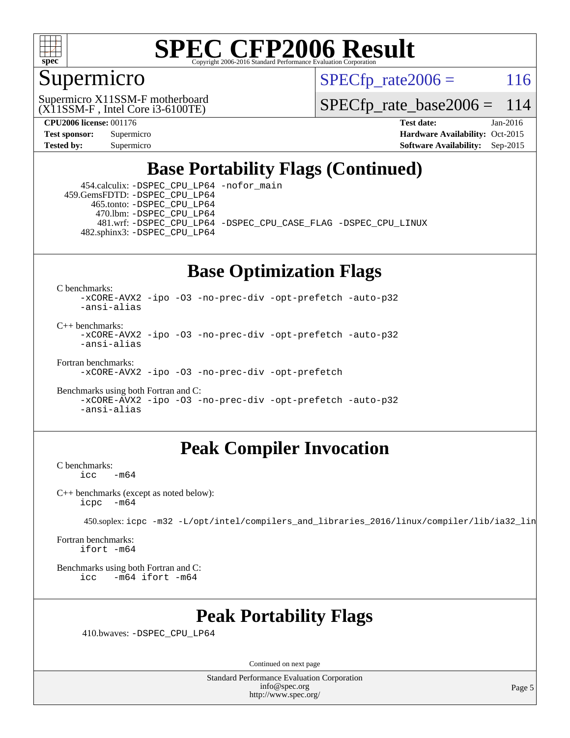# SPEC CFP2006 Result

Copyright 2006-2016 Standard Performance Evaluation Corporation

## Supermicro

Supermicro X11SSM-F motherboard
(X11SSM-F , Intel Core i3-6100TE)

SPECfp_rate2006 = 116

SPECfp_rate_base2006 = 114

**CPU2006 license:** 001176
**Test sponsor:** Supermicro
**Tested by:** Supermicro

**Test date:** Jan-2016
**Hardware Availability:** Oct-2015
**Software Availability:** Sep-2015

## Base Portability Flags (Continued)

454.calculix: -DSPEC_CPU_LP64 -nofor_main
459.GemsFDTD: -DSPEC_CPU_LP64
465.tonto: -DSPEC_CPU_LP64
470.lbm: -DSPEC_CPU_LP64
481.wrf: -DSPEC_CPU_LP64 -DSPEC_CPU_CASE_FLAG -DSPEC_CPU_LINUX
482.sphinx3: -DSPEC_CPU_LP64

## Base Optimization Flags

C benchmarks:
-xCORE-AVX2 -ipo -O3 -no-prec-div -opt-prefetch -auto-p32 -ansi-alias

C++ benchmarks:
-xCORE-AVX2 -ipo -O3 -no-prec-div -opt-prefetch -auto-p32 -ansi-alias

Fortran benchmarks:
-xCORE-AVX2 -ipo -O3 -no-prec-div -opt-prefetch

Benchmarks using both Fortran and C:
-xCORE-AVX2 -ipo -O3 -no-prec-div -opt-prefetch -auto-p32 -ansi-alias

## Peak Compiler Invocation

C benchmarks:
icc -m64

C++ benchmarks (except as noted below):
icpc -m64

450.soplex: icpc -m32 -L/opt/intel/compilers_and_libraries_2016/linux/compiler/lib/ia32_lin

Fortran benchmarks:
ifort -m64

Benchmarks using both Fortran and C:
icc -m64 ifort -m64

## Peak Portability Flags

410.bwaves: -DSPEC_CPU_LP64

Continued on next page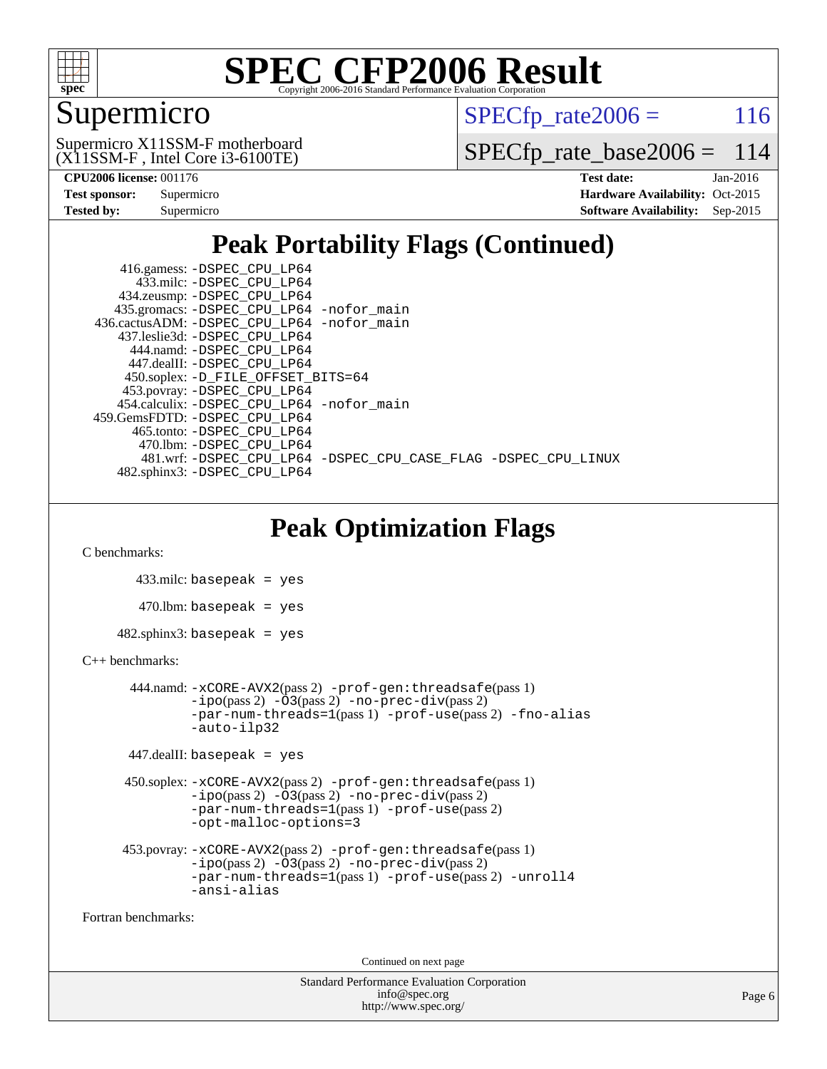# SPEC CFP2006 Result

Copyright 2006-2016 Standard Performance Evaluation Corporation

## Supermicro

Supermicro X11SSM-F motherboard (X11SSM-F , Intel Core i3-6100TE)

SPECfp_rate2006 = 116

SPECfp_rate_base2006 = 114

| | | | |
|---|---|---|---|
| **CPU2006 license:** 001176 | | **Test date:** | Jan-2016 |
| **Test sponsor:** | Supermicro | **Hardware Availability:** | Oct-2015 |
| **Tested by:** | Supermicro | **Software Availability:** | Sep-2015 |

## Peak Portability Flags (Continued)

416.gamess: -DSPEC_CPU_LP64
433.milc: -DSPEC_CPU_LP64
434.zeusmp: -DSPEC_CPU_LP64
435.gromacs: -DSPEC_CPU_LP64 -nofor_main
436.cactusADM: -DSPEC_CPU_LP64 -nofor_main
437.leslie3d: -DSPEC_CPU_LP64
444.namd: -DSPEC_CPU_LP64
447.dealII: -DSPEC_CPU_LP64
450.soplex: -D_FILE_OFFSET_BITS=64
453.povray: -DSPEC_CPU_LP64
454.calculix: -DSPEC_CPU_LP64 -nofor_main
459.GemsFDTD: -DSPEC_CPU_LP64
465.tonto: -DSPEC_CPU_LP64
470.lbm: -DSPEC_CPU_LP64
481.wrf: -DSPEC_CPU_LP64 -DSPEC_CPU_CASE_FLAG -DSPEC_CPU_LINUX
482.sphinx3: -DSPEC_CPU_LP64

## Peak Optimization Flags

C benchmarks:

433.milc: basepeak = yes

470.lbm: basepeak = yes

482.sphinx3: basepeak = yes

C++ benchmarks:

444.namd: -xCORE-AVX2(pass 2) -prof-gen:threadsafe(pass 1) -ipo(pass 2) -O3(pass 2) -no-prec-div(pass 2) -par-num-threads=1(pass 1) -prof-use(pass 2) -fno-alias -auto-ilp32

447.dealII: basepeak = yes

450.soplex: -xCORE-AVX2(pass 2) -prof-gen:threadsafe(pass 1) -ipo(pass 2) -O3(pass 2) -no-prec-div(pass 2) -par-num-threads=1(pass 1) -prof-use(pass 2) -opt-malloc-options=3

453.povray: -xCORE-AVX2(pass 2) -prof-gen:threadsafe(pass 1) -ipo(pass 2) -O3(pass 2) -no-prec-div(pass 2) -par-num-threads=1(pass 1) -prof-use(pass 2) -unroll4 -ansi-alias

Fortran benchmarks:

Continued on next page

Standard Performance Evaluation Corporation
info@spec.org
http://www.spec.org/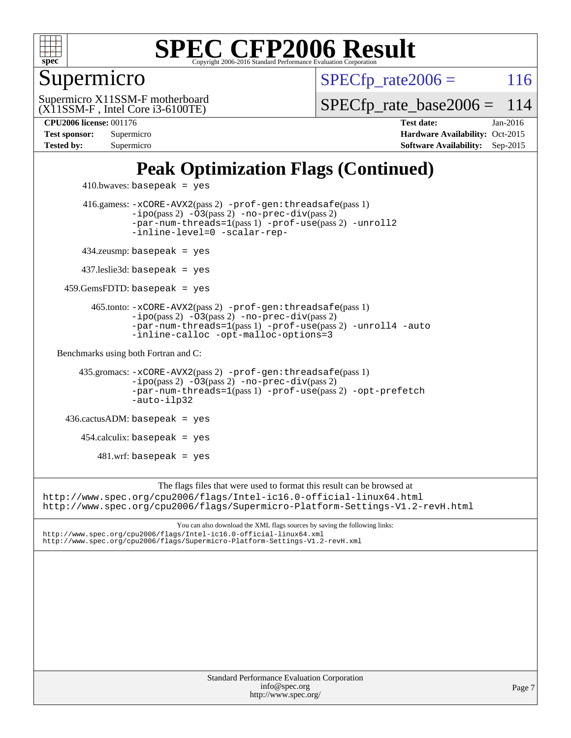# SPEC CFP2006 Result

Copyright 2006-2016 Standard Performance Evaluation Corporation

## Supermicro

Supermicro X11SSM-F motherboard
(X11SSM-F , Intel Core i3-6100TE)

SPECfp_rate2006 = 116

SPECfp_rate_base2006 = 114

**CPU2006 license:** 001176
**Test sponsor:** Supermicro
**Tested by:** Supermicro

**Test date:** Jan-2016
**Hardware Availability:** Oct-2015
**Software Availability:** Sep-2015

## Peak Optimization Flags (Continued)

410.bwaves: basepeak = yes

416.gamess: -xCORE-AVX2(pass 2) -prof-gen:threadsafe(pass 1) -ipo(pass 2) -O3(pass 2) -no-prec-div(pass 2) -par-num-threads=1(pass 1) -prof-use(pass 2) -unroll2 -inline-level=0 -scalar-rep-

434.zeusmp: basepeak = yes

437.leslie3d: basepeak = yes

459.GemsFDTD: basepeak = yes

465.tonto: -xCORE-AVX2(pass 2) -prof-gen:threadsafe(pass 1) -ipo(pass 2) -O3(pass 2) -no-prec-div(pass 2) -par-num-threads=1(pass 1) -prof-use(pass 2) -unroll4 -auto -inline-calloc -opt-malloc-options=3

Benchmarks using both Fortran and C:

435.gromacs: -xCORE-AVX2(pass 2) -prof-gen:threadsafe(pass 1) -ipo(pass 2) -O3(pass 2) -no-prec-div(pass 2) -par-num-threads=1(pass 1) -prof-use(pass 2) -opt-prefetch -auto-ilp32

436.cactusADM: basepeak = yes

454.calculix: basepeak = yes

481.wrf: basepeak = yes

The flags files that were used to format this result can be browsed at
http://www.spec.org/cpu2006/flags/Intel-ic16.0-official-linux64.html
http://www.spec.org/cpu2006/flags/Supermicro-Platform-Settings-V1.2-revH.html

You can also download the XML flags sources by saving the following links:
http://www.spec.org/cpu2006/flags/Intel-ic16.0-official-linux64.xml
http://www.spec.org/cpu2006/flags/Supermicro-Platform-Settings-V1.2-revH.xml

Standard Performance Evaluation Corporation
info@spec.org
http://www.spec.org/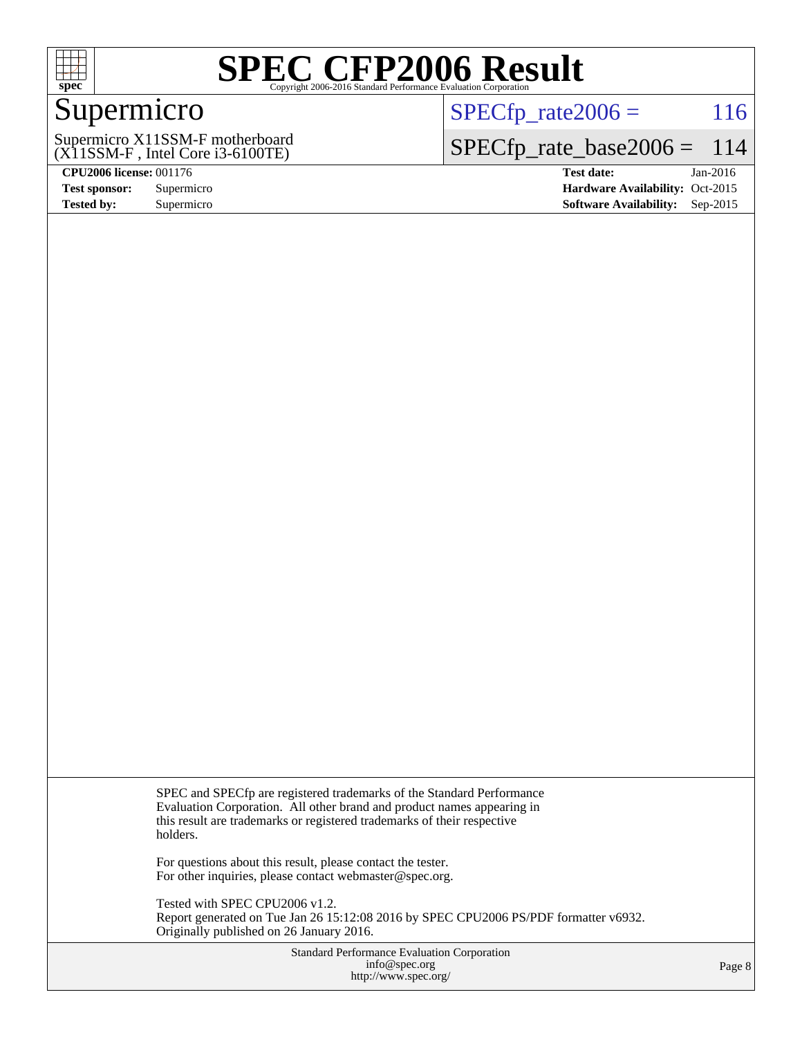SPEC and SPECfp are registered trademarks of the Standard Performance Evaluation Corporation. All other brand and product names appearing in this result are trademarks or registered trademarks of their respective holders.

For questions about this result, please contact the tester.
For other inquiries, please contact webmaster@spec.org.

Tested with SPEC CPU2006 v1.2.
Report generated on Tue Jan 26 15:12:08 2016 by SPEC CPU2006 PS/PDF formatter v6932.
Originally published on 26 January 2016.